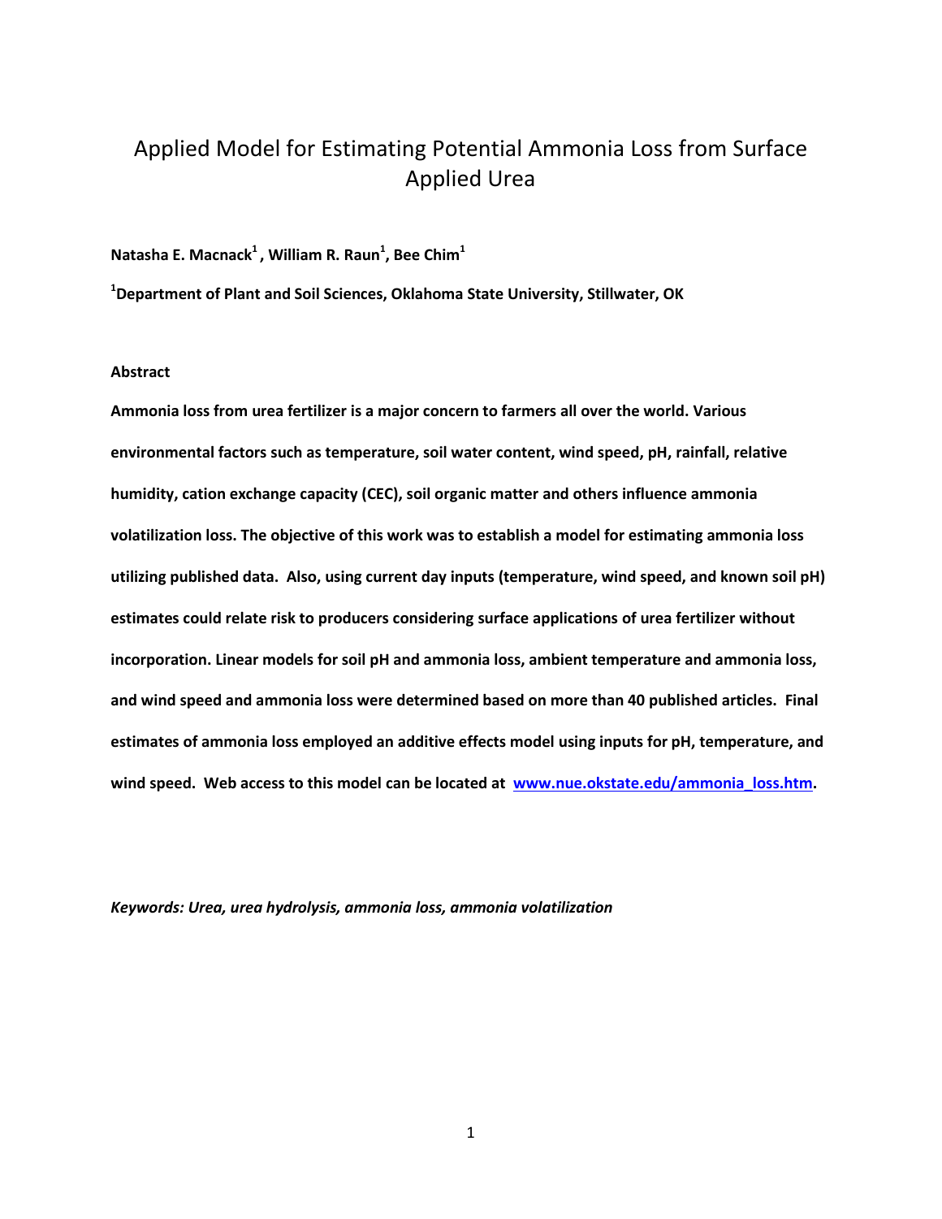# Applied Model for Estimating Potential Ammonia Loss from Surface Applied Urea

**Natasha E. Macnack[1], William R. Raun[1], Bee Chim[1]**

**[1]Department of Plant and Soil Sciences, Oklahoma State University, Stillwater, OK**

**Abstract**

**Ammonia loss from urea fertilizer is a major concern to farmers all over the world. Various environmental factors such as temperature, soil water content, wind speed, pH, rainfall, relative humidity, cation exchange capacity (CEC), soil organic matter and others influence ammonia volatilization loss. The objective of this work was to establish a model for estimating ammonia loss utilizing published data. Also, using current day inputs (temperature, wind speed, and known soil pH) estimates could relate risk to producers considering surface applications of urea fertilizer without incorporation. Linear models for soil pH and ammonia loss, ambient temperature and ammonia loss, and wind speed and ammonia loss were determined based on more than 40 published articles. Final estimates of ammonia loss employed an additive effects model using inputs for pH, temperature, and wind speed. Web access to this model can be located at www.nue.okstate.edu/ammonia_loss.htm.**

*Keywords: Urea, urea hydrolysis, ammonia loss, ammonia volatilization*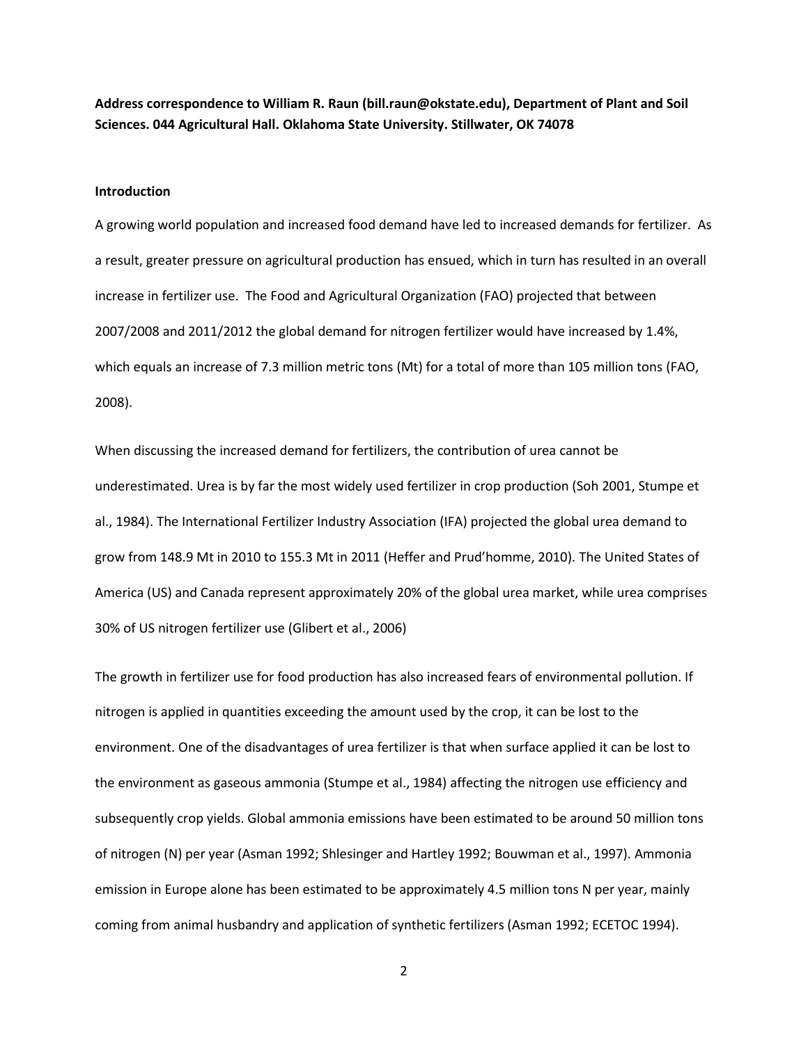**Address correspondence to William R. Raun (bill.raun@okstate.edu), Department of Plant and Soil Sciences. 044 Agricultural Hall. Oklahoma State University. Stillwater, OK 74078**

## Introduction

A growing world population and increased food demand have led to increased demands for fertilizer. As a result, greater pressure on agricultural production has ensued, which in turn has resulted in an overall increase in fertilizer use. The Food and Agricultural Organization (FAO) projected that between 2007/2008 and 2011/2012 the global demand for nitrogen fertilizer would have increased by 1.4%, which equals an increase of 7.3 million metric tons (Mt) for a total of more than 105 million tons (FAO, 2008).

When discussing the increased demand for fertilizers, the contribution of urea cannot be underestimated. Urea is by far the most widely used fertilizer in crop production (Soh 2001, Stumpe et al., 1984). The International Fertilizer Industry Association (IFA) projected the global urea demand to grow from 148.9 Mt in 2010 to 155.3 Mt in 2011 (Heffer and Prud'homme, 2010). The United States of America (US) and Canada represent approximately 20% of the global urea market, while urea comprises 30% of US nitrogen fertilizer use (Glibert et al., 2006)

The growth in fertilizer use for food production has also increased fears of environmental pollution. If nitrogen is applied in quantities exceeding the amount used by the crop, it can be lost to the environment. One of the disadvantages of urea fertilizer is that when surface applied it can be lost to the environment as gaseous ammonia (Stumpe et al., 1984) affecting the nitrogen use efficiency and subsequently crop yields. Global ammonia emissions have been estimated to be around 50 million tons of nitrogen (N) per year (Asman 1992; Shlesinger and Hartley 1992; Bouwman et al., 1997). Ammonia emission in Europe alone has been estimated to be approximately 4.5 million tons N per year, mainly coming from animal husbandry and application of synthetic fertilizers (Asman 1992; ECETOC 1994).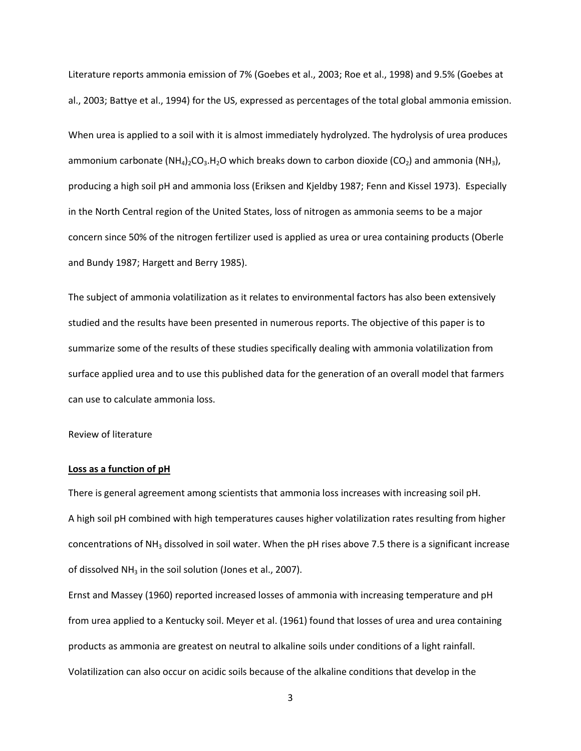Literature reports ammonia emission of 7% (Goebes et al., 2003; Roe et al., 1998) and 9.5% (Goebes at al., 2003; Battye et al., 1994) for the US, expressed as percentages of the total global ammonia emission.

When urea is applied to a soil with it is almost immediately hydrolyzed. The hydrolysis of urea produces ammonium carbonate $(NH_4)_2CO_3.H_2O$ which breaks down to carbon dioxide ($CO_2$) and ammonia ($NH_3$), producing a high soil pH and ammonia loss (Eriksen and Kjeldby 1987; Fenn and Kissel 1973). Especially in the North Central region of the United States, loss of nitrogen as ammonia seems to be a major concern since 50% of the nitrogen fertilizer used is applied as urea or urea containing products (Oberle and Bundy 1987; Hargett and Berry 1985).

The subject of ammonia volatilization as it relates to environmental factors has also been extensively studied and the results have been presented in numerous reports. The objective of this paper is to summarize some of the results of these studies specifically dealing with ammonia volatilization from surface applied urea and to use this published data for the generation of an overall model that farmers can use to calculate ammonia loss.

Review of literature

**Loss as a function of pH**

There is general agreement among scientists that ammonia loss increases with increasing soil pH. A high soil pH combined with high temperatures causes higher volatilization rates resulting from higher concentrations of $NH_3$ dissolved in soil water. When the pH rises above 7.5 there is a significant increase of dissolved $NH_3$ in the soil solution (Jones et al., 2007).

Ernst and Massey (1960) reported increased losses of ammonia with increasing temperature and pH from urea applied to a Kentucky soil. Meyer et al. (1961) found that losses of urea and urea containing products as ammonia are greatest on neutral to alkaline soils under conditions of a light rainfall. Volatilization can also occur on acidic soils because of the alkaline conditions that develop in the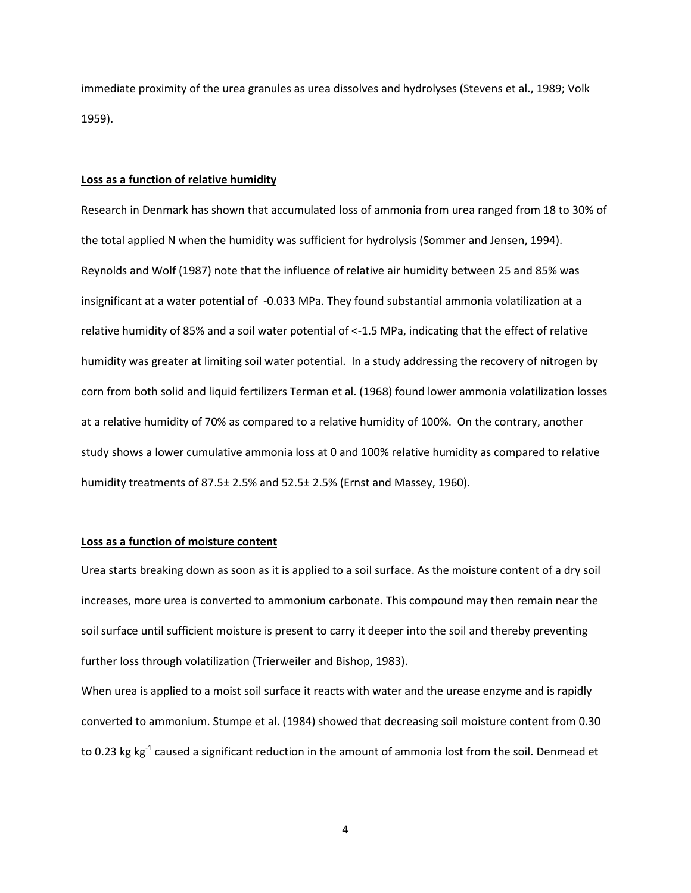immediate proximity of the urea granules as urea dissolves and hydrolyses (Stevens et al., 1989; Volk 1959).

**Loss as a function of relative humidity**

Research in Denmark has shown that accumulated loss of ammonia from urea ranged from 18 to 30% of the total applied N when the humidity was sufficient for hydrolysis (Sommer and Jensen, 1994). Reynolds and Wolf (1987) note that the influence of relative air humidity between 25 and 85% was insignificant at a water potential of -0.033 MPa. They found substantial ammonia volatilization at a relative humidity of 85% and a soil water potential of <-1.5 MPa, indicating that the effect of relative humidity was greater at limiting soil water potential. In a study addressing the recovery of nitrogen by corn from both solid and liquid fertilizers Terman et al. (1968) found lower ammonia volatilization losses at a relative humidity of 70% as compared to a relative humidity of 100%. On the contrary, another study shows a lower cumulative ammonia loss at 0 and 100% relative humidity as compared to relative humidity treatments of 87.5± 2.5% and 52.5± 2.5% (Ernst and Massey, 1960).

**Loss as a function of moisture content**

Urea starts breaking down as soon as it is applied to a soil surface. As the moisture content of a dry soil increases, more urea is converted to ammonium carbonate. This compound may then remain near the soil surface until sufficient moisture is present to carry it deeper into the soil and thereby preventing further loss through volatilization (Trierweiler and Bishop, 1983).

When urea is applied to a moist soil surface it reacts with water and the urease enzyme and is rapidly converted to ammonium. Stumpe et al. (1984) showed that decreasing soil moisture content from 0.30 to 0.23 kg $kg^{-1}$ caused a significant reduction in the amount of ammonia lost from the soil. Denmead et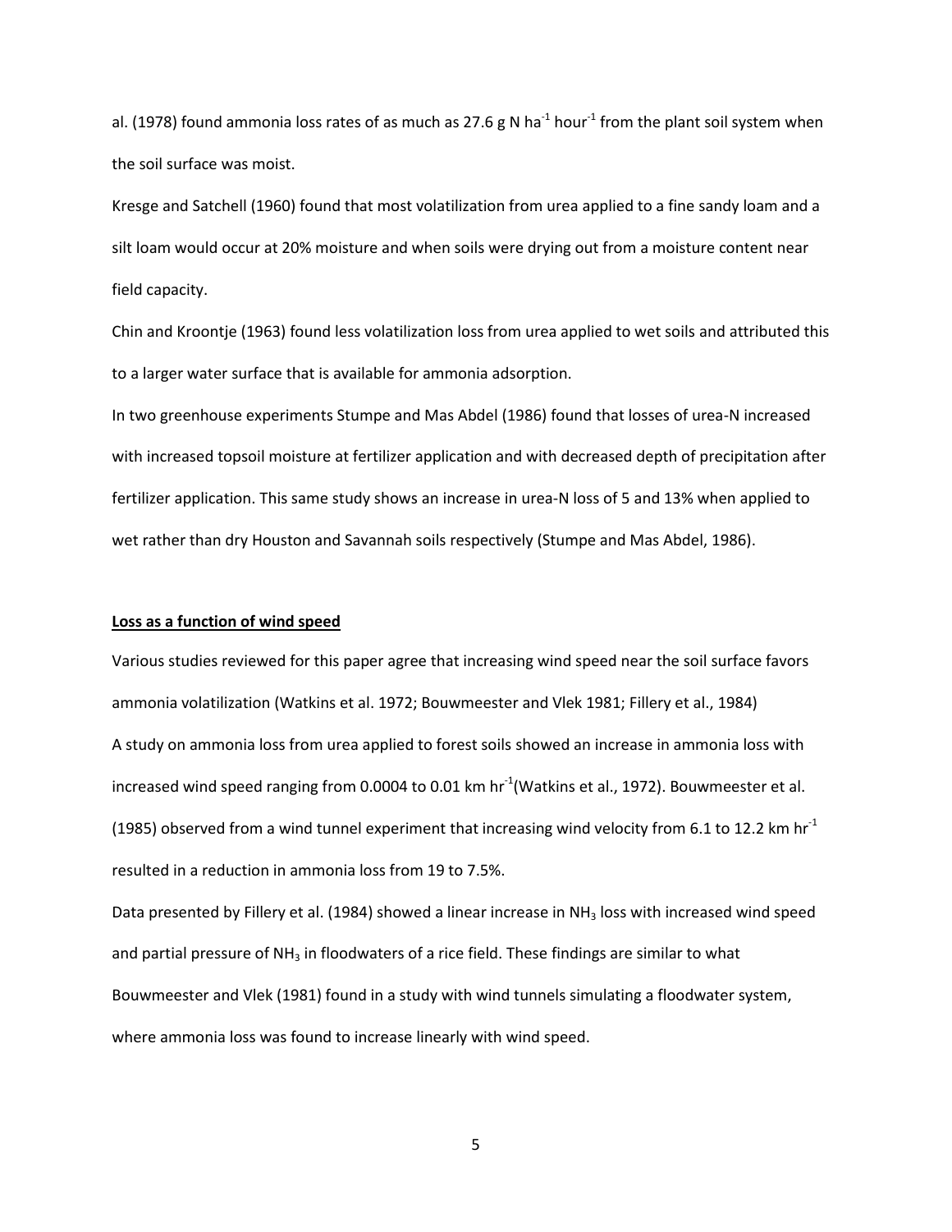al. (1978) found ammonia loss rates of as much as 27.6 g N $ha^{-1}$ $hour^{-1}$ from the plant soil system when the soil surface was moist.

Kresge and Satchell (1960) found that most volatilization from urea applied to a fine sandy loam and a silt loam would occur at 20% moisture and when soils were drying out from a moisture content near field capacity.

Chin and Kroontje (1963) found less volatilization loss from urea applied to wet soils and attributed this to a larger water surface that is available for ammonia adsorption.

In two greenhouse experiments Stumpe and Mas Abdel (1986) found that losses of urea-N increased with increased topsoil moisture at fertilizer application and with decreased depth of precipitation after fertilizer application. This same study shows an increase in urea-N loss of 5 and 13% when applied to wet rather than dry Houston and Savannah soils respectively (Stumpe and Mas Abdel, 1986).

**Loss as a function of wind speed**

Various studies reviewed for this paper agree that increasing wind speed near the soil surface favors ammonia volatilization (Watkins et al. 1972; Bouwmeester and Vlek 1981; Fillery et al., 1984)

A study on ammonia loss from urea applied to forest soils showed an increase in ammonia loss with increased wind speed ranging from 0.0004 to 0.01 km $hr^{-1}$(Watkins et al., 1972). Bouwmeester et al. (1985) observed from a wind tunnel experiment that increasing wind velocity from 6.1 to 12.2 km $hr^{-1}$ resulted in a reduction in ammonia loss from 19 to 7.5%.

Data presented by Fillery et al. (1984) showed a linear increase in $NH_3$ loss with increased wind speed and partial pressure of $NH_3$ in floodwaters of a rice field. These findings are similar to what Bouwmeester and Vlek (1981) found in a study with wind tunnels simulating a floodwater system, where ammonia loss was found to increase linearly with wind speed.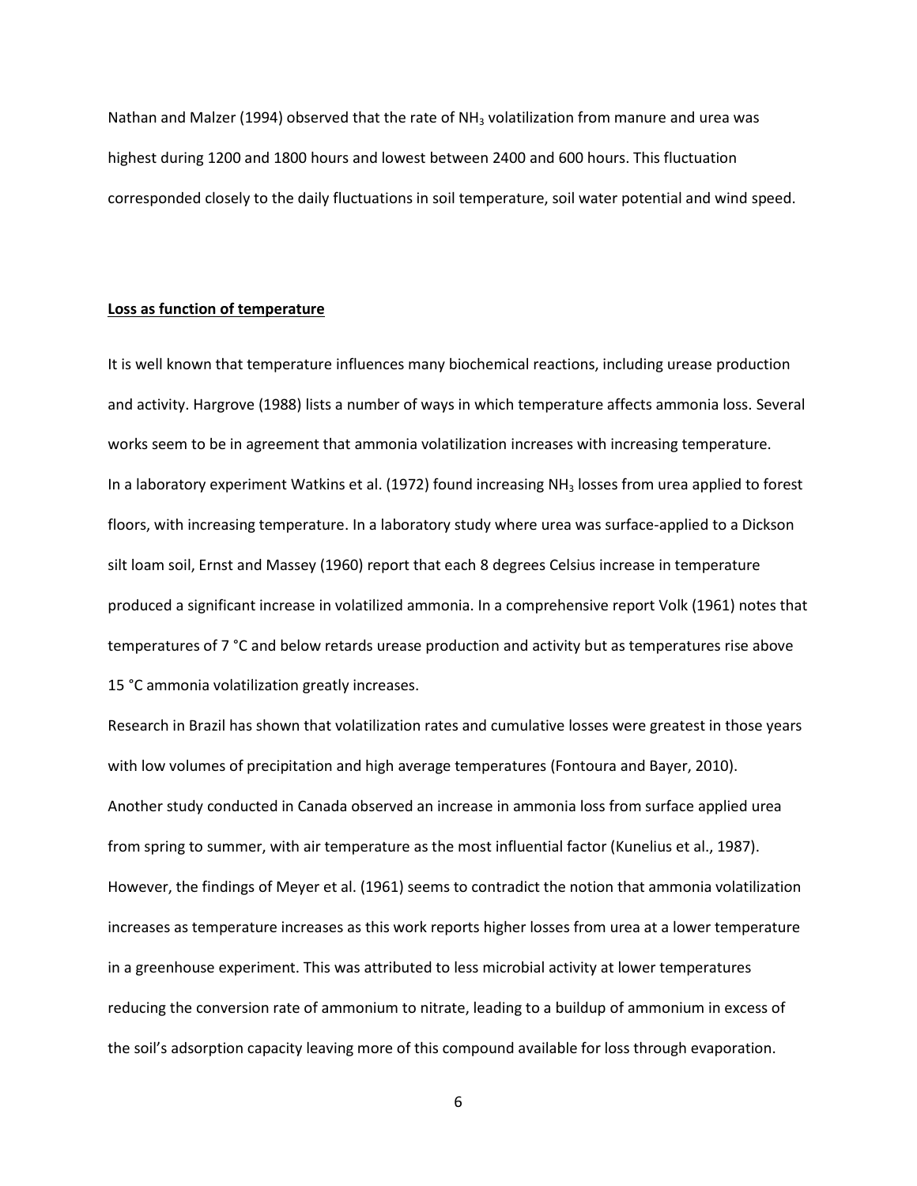Nathan and Malzer (1994) observed that the rate of $NH_3$ volatilization from manure and urea was highest during 1200 and 1800 hours and lowest between 2400 and 600 hours. This fluctuation corresponded closely to the daily fluctuations in soil temperature, soil water potential and wind speed.

**Loss as function of temperature**

It is well known that temperature influences many biochemical reactions, including urease production and activity. Hargrove (1988) lists a number of ways in which temperature affects ammonia loss. Several works seem to be in agreement that ammonia volatilization increases with increasing temperature. In a laboratory experiment Watkins et al. (1972) found increasing $NH_3$ losses from urea applied to forest floors, with increasing temperature. In a laboratory study where urea was surface-applied to a Dickson silt loam soil, Ernst and Massey (1960) report that each 8 degrees Celsius increase in temperature produced a significant increase in volatilized ammonia. In a comprehensive report Volk (1961) notes that temperatures of 7 °C and below retards urease production and activity but as temperatures rise above 15 °C ammonia volatilization greatly increases.

Research in Brazil has shown that volatilization rates and cumulative losses were greatest in those years with low volumes of precipitation and high average temperatures (Fontoura and Bayer, 2010). Another study conducted in Canada observed an increase in ammonia loss from surface applied urea from spring to summer, with air temperature as the most influential factor (Kunelius et al., 1987). However, the findings of Meyer et al. (1961) seems to contradict the notion that ammonia volatilization increases as temperature increases as this work reports higher losses from urea at a lower temperature in a greenhouse experiment. This was attributed to less microbial activity at lower temperatures reducing the conversion rate of ammonium to nitrate, leading to a buildup of ammonium in excess of the soil's adsorption capacity leaving more of this compound available for loss through evaporation.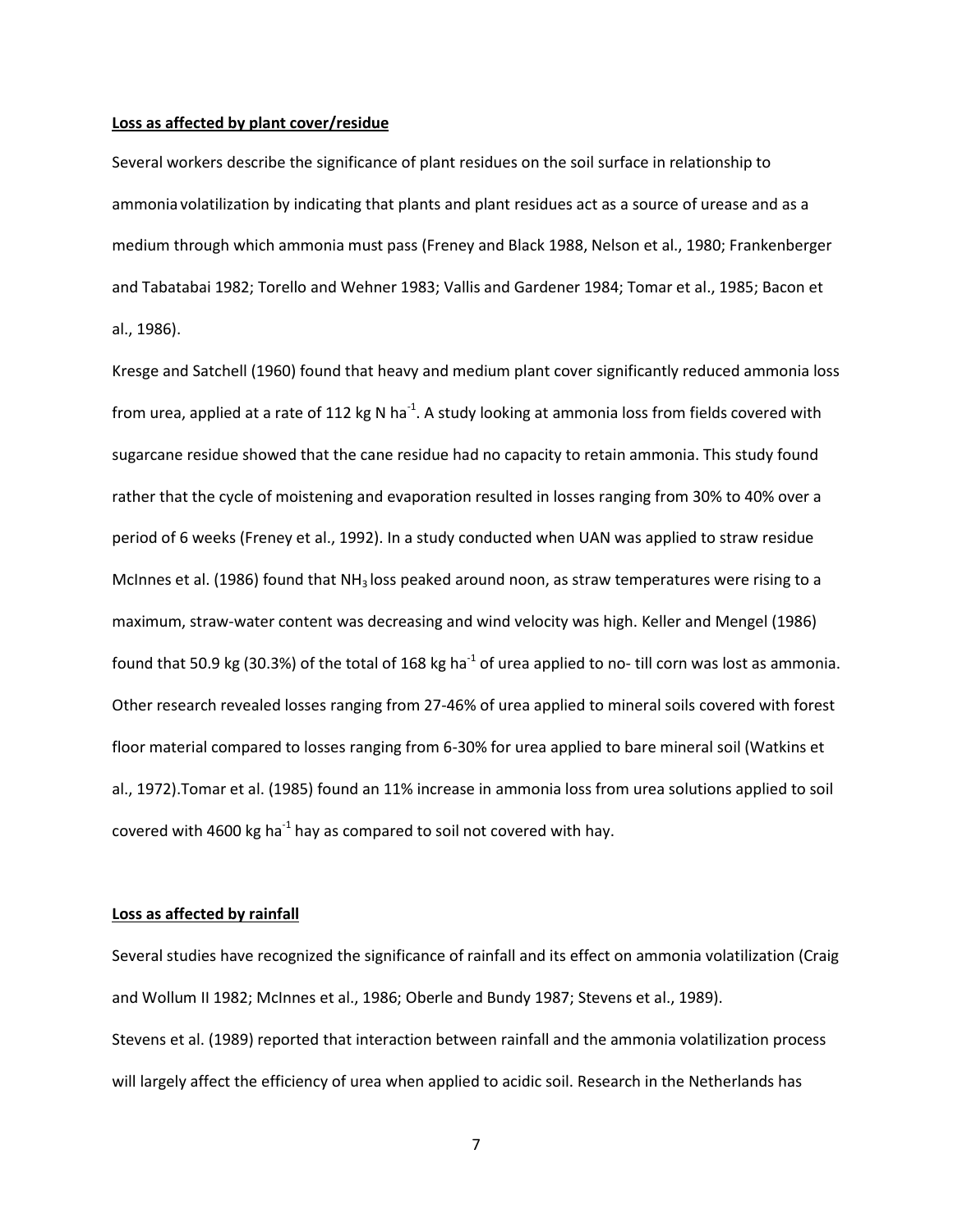**Loss as affected by plant cover/residue**

Several workers describe the significance of plant residues on the soil surface in relationship to ammonia volatilization by indicating that plants and plant residues act as a source of urease and as a medium through which ammonia must pass (Freney and Black 1988, Nelson et al., 1980; Frankenberger and Tabatabai 1982; Torello and Wehner 1983; Vallis and Gardener 1984; Tomar et al., 1985; Bacon et al., 1986).

Kresge and Satchell (1960) found that heavy and medium plant cover significantly reduced ammonia loss from urea, applied at a rate of 112 kg N $ha^{-1}$. A study looking at ammonia loss from fields covered with sugarcane residue showed that the cane residue had no capacity to retain ammonia. This study found rather that the cycle of moistening and evaporation resulted in losses ranging from 30% to 40% over a period of 6 weeks (Freney et al., 1992). In a study conducted when UAN was applied to straw residue McInnes et al. (1986) found that $NH_3$ loss peaked around noon, as straw temperatures were rising to a maximum, straw-water content was decreasing and wind velocity was high. Keller and Mengel (1986) found that 50.9 kg (30.3%) of the total of 168 kg $ha^{-1}$ of urea applied to no- till corn was lost as ammonia. Other research revealed losses ranging from 27-46% of urea applied to mineral soils covered with forest floor material compared to losses ranging from 6-30% for urea applied to bare mineral soil (Watkins et al., 1972).Tomar et al. (1985) found an 11% increase in ammonia loss from urea solutions applied to soil covered with 4600 kg $ha^{-1}$ hay as compared to soil not covered with hay.

**Loss as affected by rainfall**

Several studies have recognized the significance of rainfall and its effect on ammonia volatilization (Craig and Wollum II 1982; McInnes et al., 1986; Oberle and Bundy 1987; Stevens et al., 1989).

Stevens et al. (1989) reported that interaction between rainfall and the ammonia volatilization process will largely affect the efficiency of urea when applied to acidic soil. Research in the Netherlands has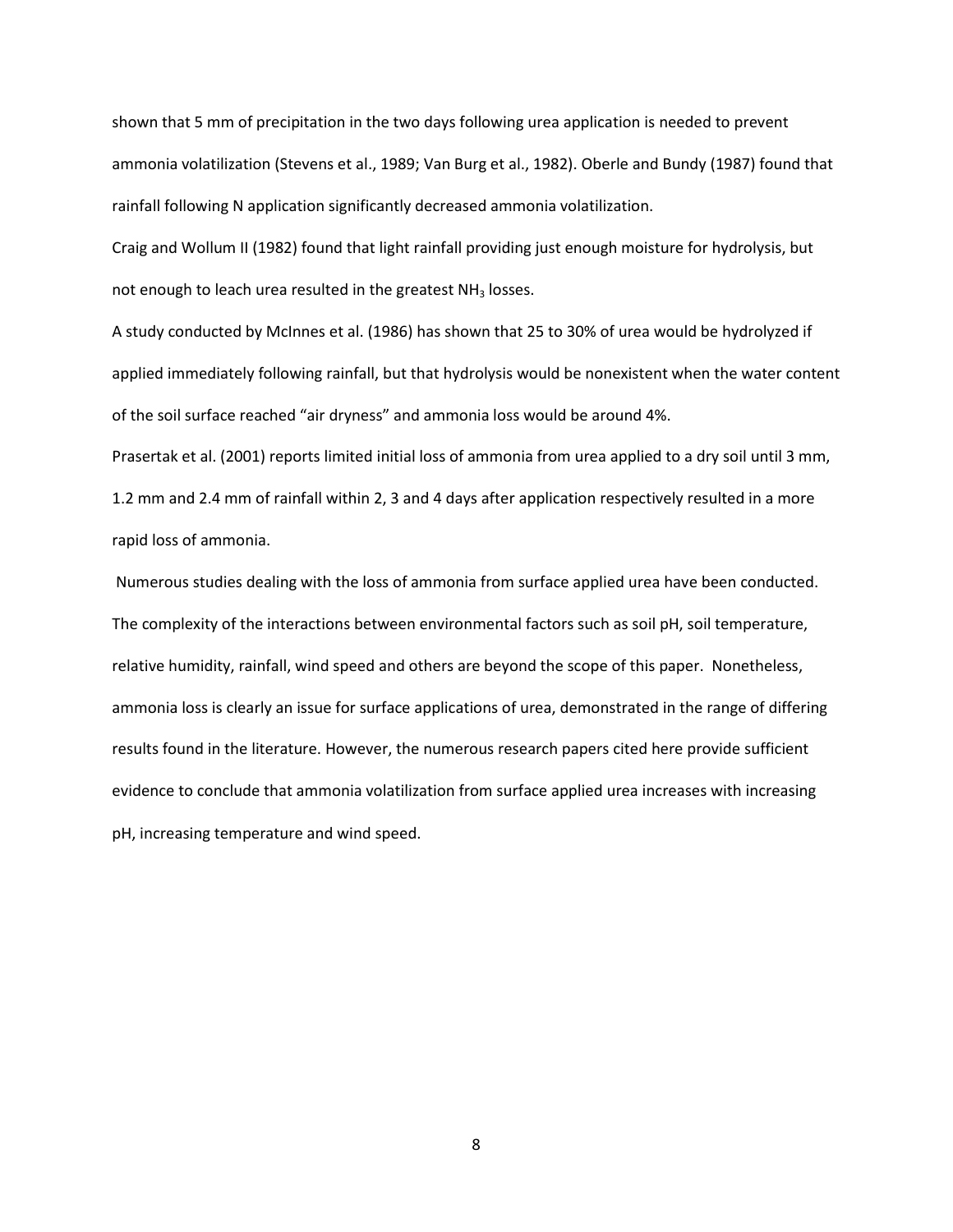shown that 5 mm of precipitation in the two days following urea application is needed to prevent ammonia volatilization (Stevens et al., 1989; Van Burg et al., 1982). Oberle and Bundy (1987) found that rainfall following N application significantly decreased ammonia volatilization.

Craig and Wollum II (1982) found that light rainfall providing just enough moisture for hydrolysis, but not enough to leach urea resulted in the greatest $NH_3$ losses.

A study conducted by McInnes et al. (1986) has shown that 25 to 30% of urea would be hydrolyzed if applied immediately following rainfall, but that hydrolysis would be nonexistent when the water content of the soil surface reached "air dryness" and ammonia loss would be around 4%.

Prasertak et al. (2001) reports limited initial loss of ammonia from urea applied to a dry soil until 3 mm, 1.2 mm and 2.4 mm of rainfall within 2, 3 and 4 days after application respectively resulted in a more rapid loss of ammonia.

Numerous studies dealing with the loss of ammonia from surface applied urea have been conducted. The complexity of the interactions between environmental factors such as soil pH, soil temperature, relative humidity, rainfall, wind speed and others are beyond the scope of this paper. Nonetheless, ammonia loss is clearly an issue for surface applications of urea, demonstrated in the range of differing results found in the literature. However, the numerous research papers cited here provide sufficient evidence to conclude that ammonia volatilization from surface applied urea increases with increasing pH, increasing temperature and wind speed.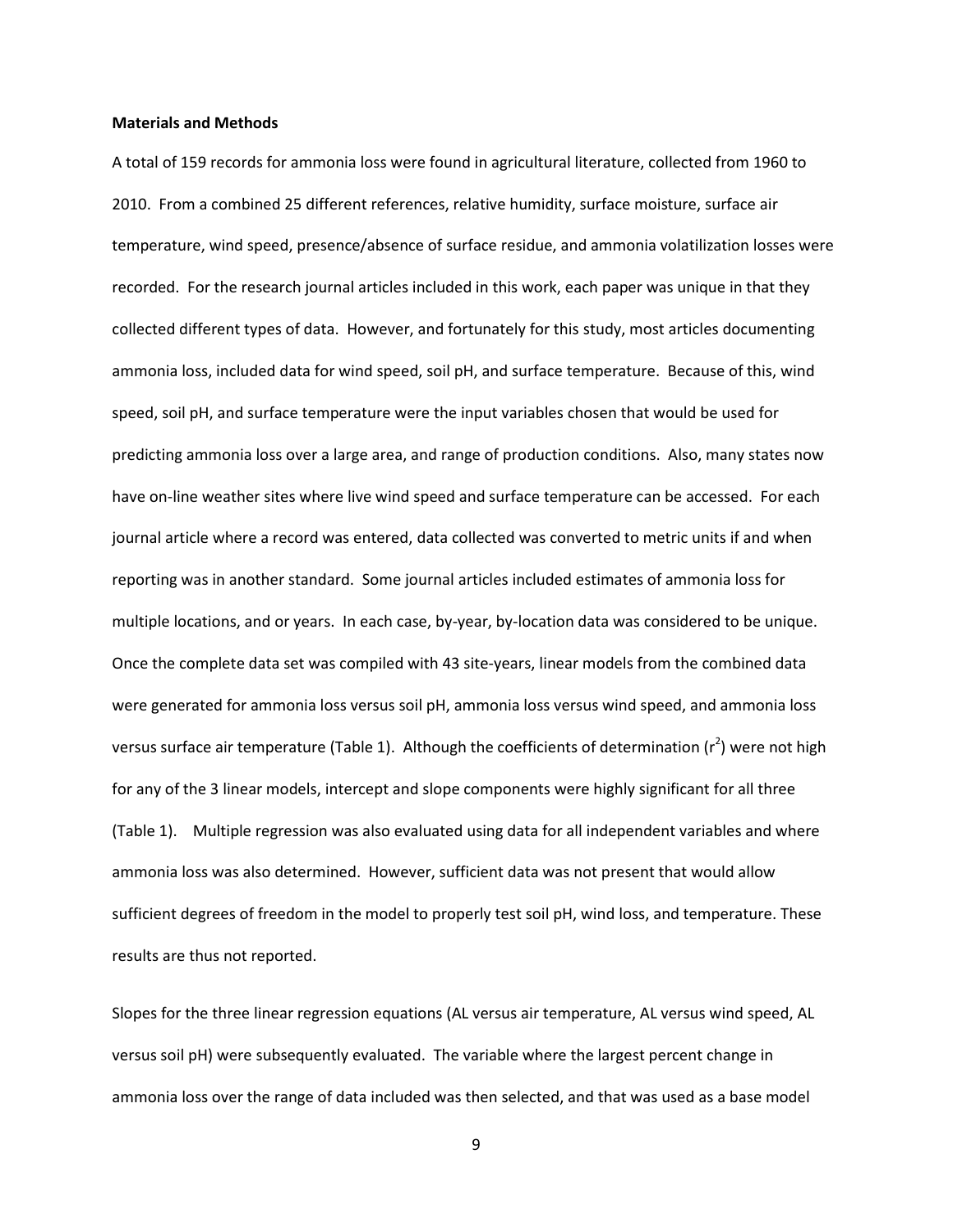**Materials and Methods**

A total of 159 records for ammonia loss were found in agricultural literature, collected from 1960 to 2010. From a combined 25 different references, relative humidity, surface moisture, surface air temperature, wind speed, presence/absence of surface residue, and ammonia volatilization losses were recorded. For the research journal articles included in this work, each paper was unique in that they collected different types of data. However, and fortunately for this study, most articles documenting ammonia loss, included data for wind speed, soil pH, and surface temperature. Because of this, wind speed, soil pH, and surface temperature were the input variables chosen that would be used for predicting ammonia loss over a large area, and range of production conditions. Also, many states now have on-line weather sites where live wind speed and surface temperature can be accessed. For each journal article where a record was entered, data collected was converted to metric units if and when reporting was in another standard. Some journal articles included estimates of ammonia loss for multiple locations, and or years. In each case, by-year, by-location data was considered to be unique. Once the complete data set was compiled with 43 site-years, linear models from the combined data were generated for ammonia loss versus soil pH, ammonia loss versus wind speed, and ammonia loss versus surface air temperature (Table 1). Although the coefficients of determination ($r^2$) were not high for any of the 3 linear models, intercept and slope components were highly significant for all three (Table 1). Multiple regression was also evaluated using data for all independent variables and where ammonia loss was also determined. However, sufficient data was not present that would allow sufficient degrees of freedom in the model to properly test soil pH, wind loss, and temperature. These results are thus not reported.

Slopes for the three linear regression equations (AL versus air temperature, AL versus wind speed, AL versus soil pH) were subsequently evaluated. The variable where the largest percent change in ammonia loss over the range of data included was then selected, and that was used as a base model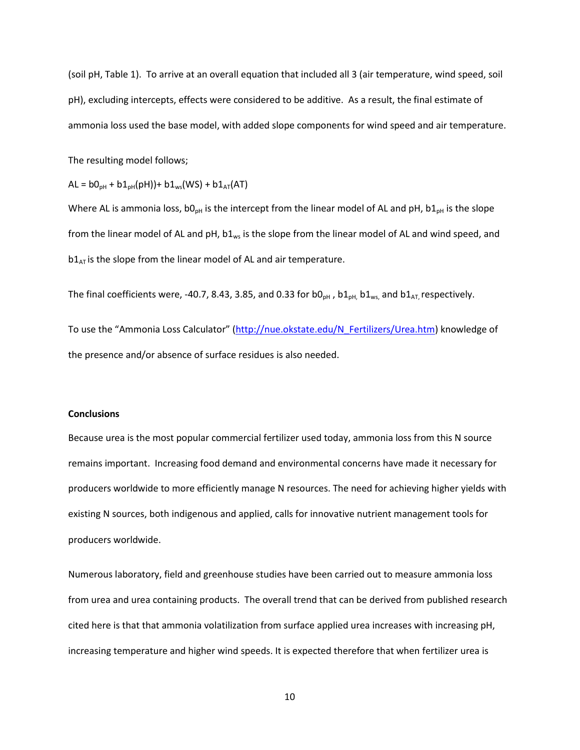(soil pH, Table 1). To arrive at an overall equation that included all 3 (air temperature, wind speed, soil pH), excluding intercepts, effects were considered to be additive. As a result, the final estimate of ammonia loss used the base model, with added slope components for wind speed and air temperature.

The resulting model follows;

$AL = b0_{pH} + b1_{pH}(pH)) + b1_{ws}(WS) + b1_{AT}(AT)$

Where AL is ammonia loss, $b0_{pH}$ is the intercept from the linear model of AL and pH, $b1_{pH}$ is the slope from the linear model of AL and pH, $b1_{ws}$ is the slope from the linear model of AL and wind speed, and $b1_{AT}$ is the slope from the linear model of AL and air temperature.

The final coefficients were, -40.7, 8.43, 3.85, and 0.33 for $b0_{pH}$ , $b1_{pH,}$ $b1_{ws,}$ and $b1_{AT,}$ respectively.

To use the "Ammonia Loss Calculator" (http://nue.okstate.edu/N_Fertilizers/Urea.htm) knowledge of the presence and/or absence of surface residues is also needed.

**Conclusions**

Because urea is the most popular commercial fertilizer used today, ammonia loss from this N source remains important. Increasing food demand and environmental concerns have made it necessary for producers worldwide to more efficiently manage N resources. The need for achieving higher yields with existing N sources, both indigenous and applied, calls for innovative nutrient management tools for producers worldwide.

Numerous laboratory, field and greenhouse studies have been carried out to measure ammonia loss from urea and urea containing products. The overall trend that can be derived from published research cited here is that that ammonia volatilization from surface applied urea increases with increasing pH, increasing temperature and higher wind speeds. It is expected therefore that when fertilizer urea is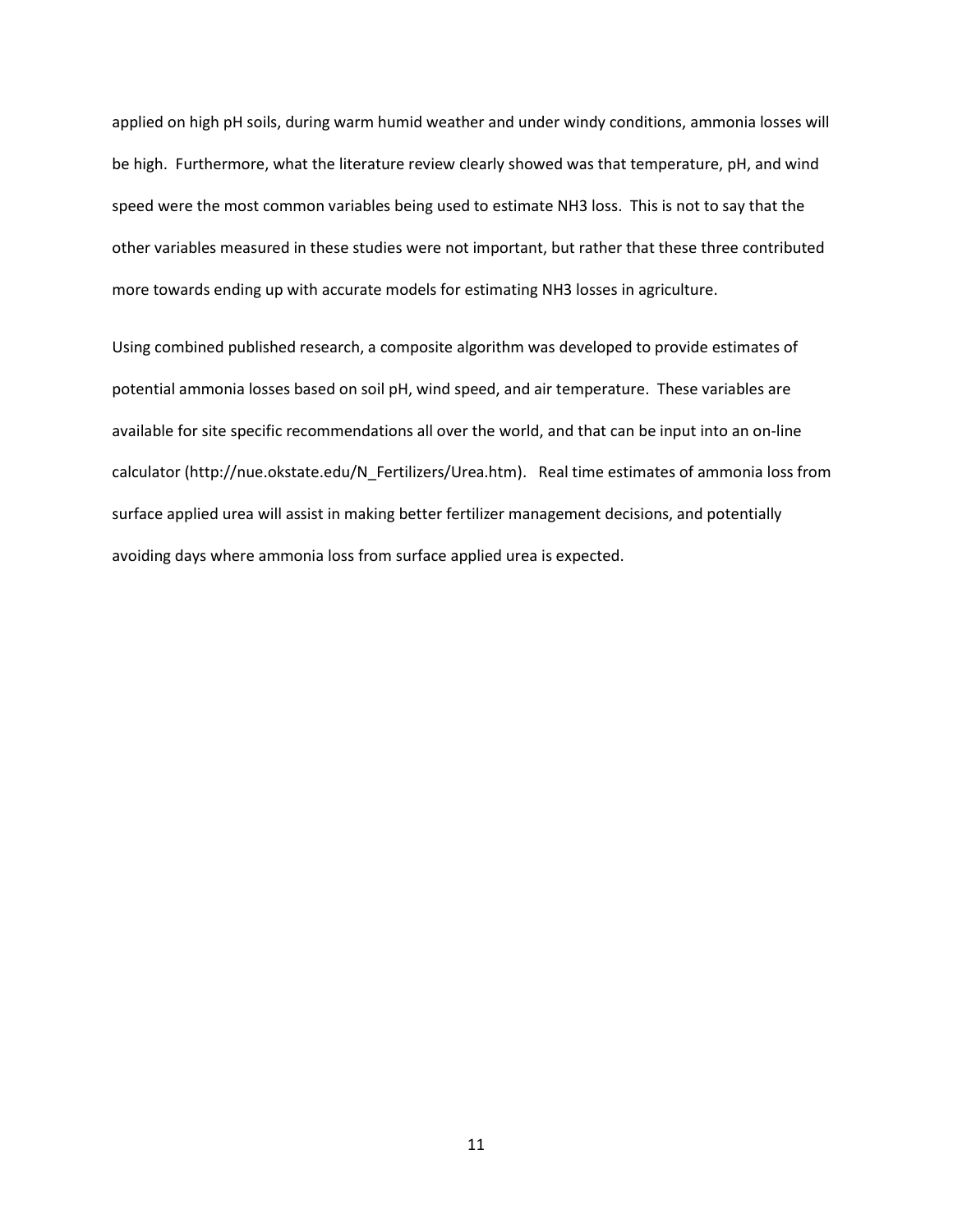applied on high pH soils, during warm humid weather and under windy conditions, ammonia losses will be high. Furthermore, what the literature review clearly showed was that temperature, pH, and wind speed were the most common variables being used to estimate NH3 loss. This is not to say that the other variables measured in these studies were not important, but rather that these three contributed more towards ending up with accurate models for estimating NH3 losses in agriculture.

Using combined published research, a composite algorithm was developed to provide estimates of potential ammonia losses based on soil pH, wind speed, and air temperature. These variables are available for site specific recommendations all over the world, and that can be input into an on-line calculator (http://nue.okstate.edu/N_Fertilizers/Urea.htm). Real time estimates of ammonia loss from surface applied urea will assist in making better fertilizer management decisions, and potentially avoiding days where ammonia loss from surface applied urea is expected.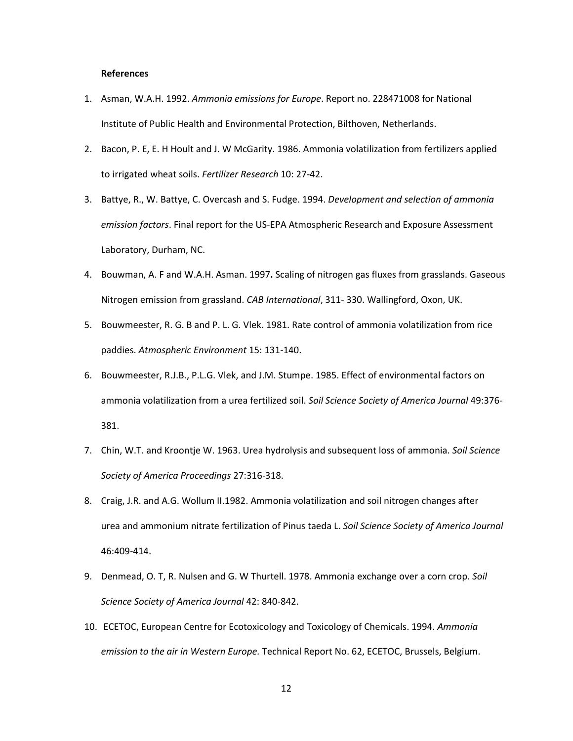**References**

1. Asman, W.A.H. 1992. *Ammonia emissions for Europe*. Report no. 228471008 for National Institute of Public Health and Environmental Protection, Bilthoven, Netherlands.
2. Bacon, P. E, E. H Hoult and J. W McGarity. 1986. Ammonia volatilization from fertilizers applied to irrigated wheat soils. *Fertilizer Research* 10: 27-42.
3. Battye, R., W. Battye, C. Overcash and S. Fudge. 1994. *Development and selection of ammonia emission factors*. Final report for the US-EPA Atmospheric Research and Exposure Assessment Laboratory, Durham, NC.
4. Bouwman, A. F and W.A.H. Asman. 1997**.** Scaling of nitrogen gas fluxes from grasslands. Gaseous Nitrogen emission from grassland. *CAB International*, 311- 330. Wallingford, Oxon, UK.
5. Bouwmeester, R. G. B and P. L. G. Vlek. 1981. Rate control of ammonia volatilization from rice paddies. *Atmospheric Environment* 15: 131-140.
6. Bouwmeester, R.J.B., P.L.G. Vlek, and J.M. Stumpe. 1985. Effect of environmental factors on ammonia volatilization from a urea fertilized soil. *Soil Science Society of America Journal* 49:376-381.
7. Chin, W.T. and Kroontje W. 1963. Urea hydrolysis and subsequent loss of ammonia. *Soil Science Society of America Proceedings* 27:316-318.
8. Craig, J.R. and A.G. Wollum II.1982. Ammonia volatilization and soil nitrogen changes after urea and ammonium nitrate fertilization of Pinus taeda L. *Soil Science Society of America Journal* 46:409-414.
9. Denmead, O. T, R. Nulsen and G. W Thurtell. 1978. Ammonia exchange over a corn crop. *Soil Science Society of America Journal* 42: 840-842.
10. ECETOC, European Centre for Ecotoxicology and Toxicology of Chemicals. 1994. *Ammonia emission to the air in Western Europe.* Technical Report No. 62, ECETOC, Brussels, Belgium.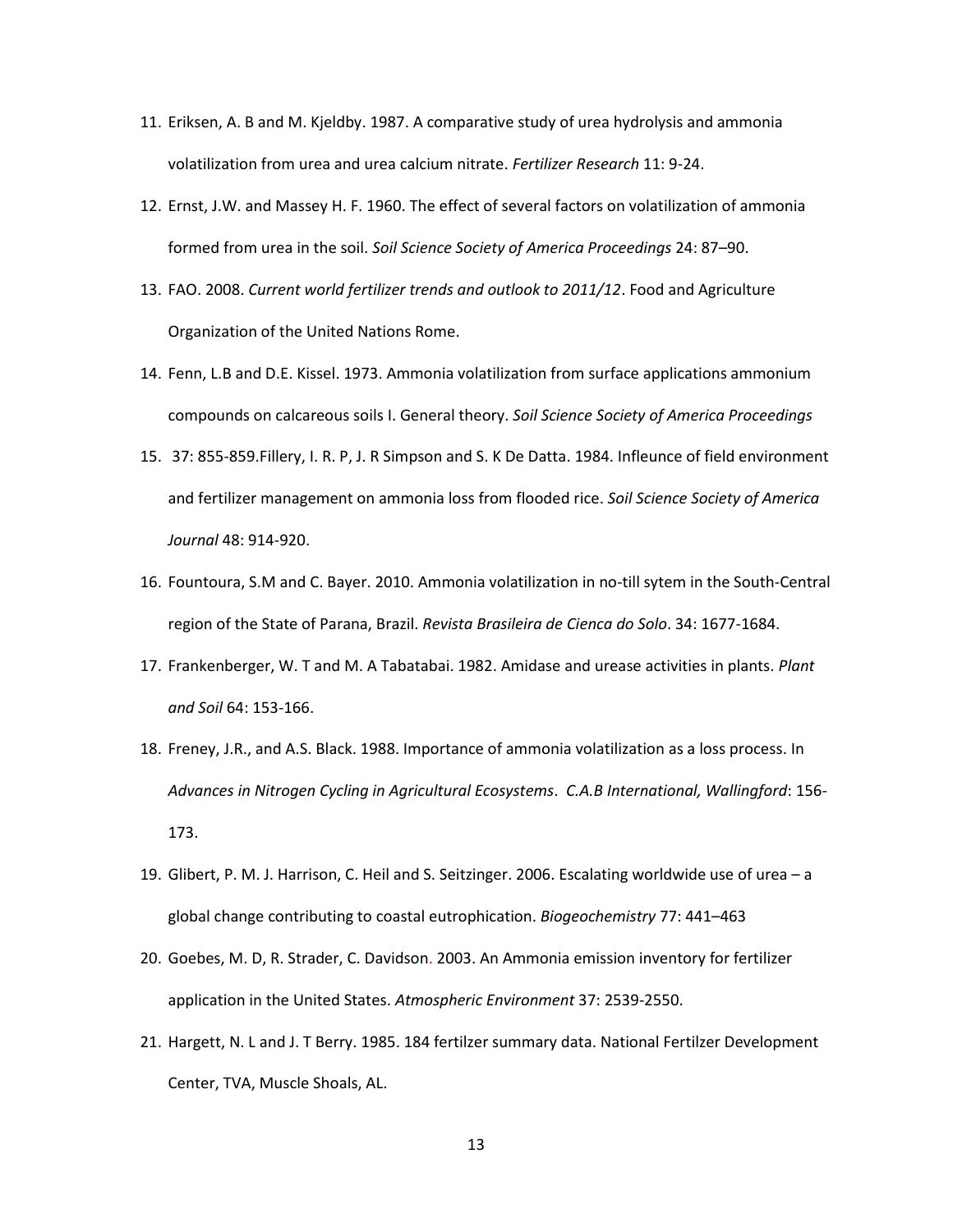11. Eriksen, A. B and M. Kjeldby. 1987. A comparative study of urea hydrolysis and ammonia volatilization from urea and urea calcium nitrate. *Fertilizer Research* 11: 9-24.
12. Ernst, J.W. and Massey H. F. 1960. The effect of several factors on volatilization of ammonia formed from urea in the soil. *Soil Science Society of America Proceedings* 24: 87–90.
13. FAO. 2008. *Current world fertilizer trends and outlook to 2011/12*. Food and Agriculture Organization of the United Nations Rome.
14. Fenn, L.B and D.E. Kissel. 1973. Ammonia volatilization from surface applications ammonium compounds on calcareous soils I. General theory. *Soil Science Society of America Proceedings*
15. 37: 855-859.Fillery, I. R. P, J. R Simpson and S. K De Datta. 1984. Infleunce of field environment and fertilizer management on ammonia loss from flooded rice. *Soil Science Society of America Journal* 48: 914-920.
16. Fountoura, S.M and C. Bayer. 2010. Ammonia volatilization in no-till sytem in the South-Central region of the State of Parana, Brazil. *Revista Brasileira de Cienca do Solo*. 34: 1677-1684.
17. Frankenberger, W. T and M. A Tabatabai. 1982. Amidase and urease activities in plants. *Plant and Soil* 64: 153-166.
18. Freney, J.R., and A.S. Black. 1988. Importance of ammonia volatilization as a loss process. In *Advances in Nitrogen Cycling in Agricultural Ecosystems*. *C.A.B International, Wallingford*: 156-173.
19. Glibert, P. M. J. Harrison, C. Heil and S. Seitzinger. 2006. Escalating worldwide use of urea – a global change contributing to coastal eutrophication. *Biogeochemistry* 77: 441–463
20. Goebes, M. D, R. Strader, C. Davidson. 2003. An Ammonia emission inventory for fertilizer application in the United States. *Atmospheric Environment* 37: 2539-2550.
21. Hargett, N. L and J. T Berry. 1985. 184 fertilzer summary data. National Fertilzer Development Center, TVA, Muscle Shoals, AL.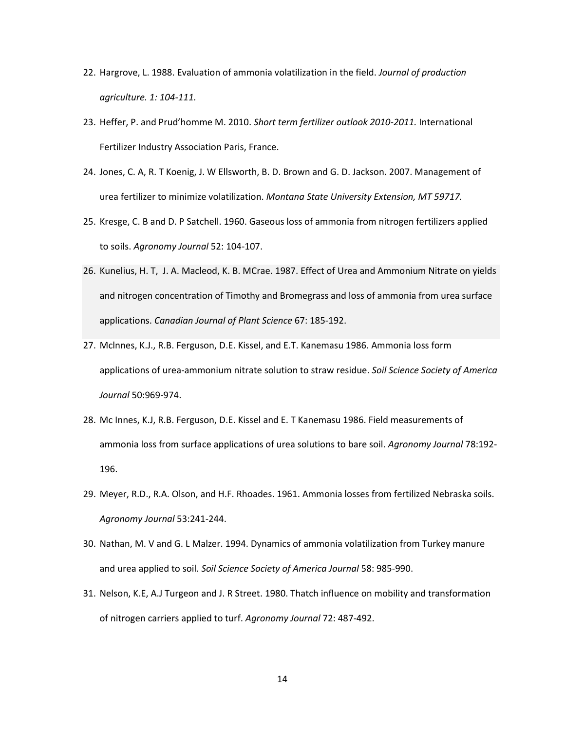22. Hargrove, L. 1988. Evaluation of ammonia volatilization in the field. *Journal of production agriculture. 1: 104-111.*
23. Heffer, P. and Prud'homme M. 2010. *Short term fertilizer outlook 2010-2011.* International Fertilizer Industry Association Paris, France.
24. Jones, C. A, R. T Koenig, J. W Ellsworth, B. D. Brown and G. D. Jackson. 2007. Management of urea fertilizer to minimize volatilization. *Montana State University Extension, MT 59717.*
25. Kresge, C. B and D. P Satchell. 1960. Gaseous loss of ammonia from nitrogen fertilizers applied to soils. *Agronomy Journal* 52: 104-107.
26. Kunelius, H. T, J. A. Macleod, K. B. MCrae. 1987. Effect of Urea and Ammonium Nitrate on yields and nitrogen concentration of Timothy and Bromegrass and loss of ammonia from urea surface applications. *Canadian Journal of Plant Science* 67: 185-192.
27. Mclnnes, K.J., R.B. Ferguson, D.E. Kissel, and E.T. Kanemasu 1986. Ammonia loss form applications of urea-ammonium nitrate solution to straw residue. *Soil Science Society of America Journal* 50:969-974.
28. Mc Innes, K.J, R.B. Ferguson, D.E. Kissel and E. T Kanemasu 1986. Field measurements of ammonia loss from surface applications of urea solutions to bare soil. *Agronomy Journal* 78:192-196.
29. Meyer, R.D., R.A. Olson, and H.F. Rhoades. 1961. Ammonia losses from fertilized Nebraska soils. *Agronomy Journal* 53:241-244.
30. Nathan, M. V and G. L Malzer. 1994. Dynamics of ammonia volatilization from Turkey manure and urea applied to soil. *Soil Science Society of America Journal* 58: 985-990.
31. Nelson, K.E, A.J Turgeon and J. R Street. 1980. Thatch influence on mobility and transformation of nitrogen carriers applied to turf. *Agronomy Journal* 72: 487-492.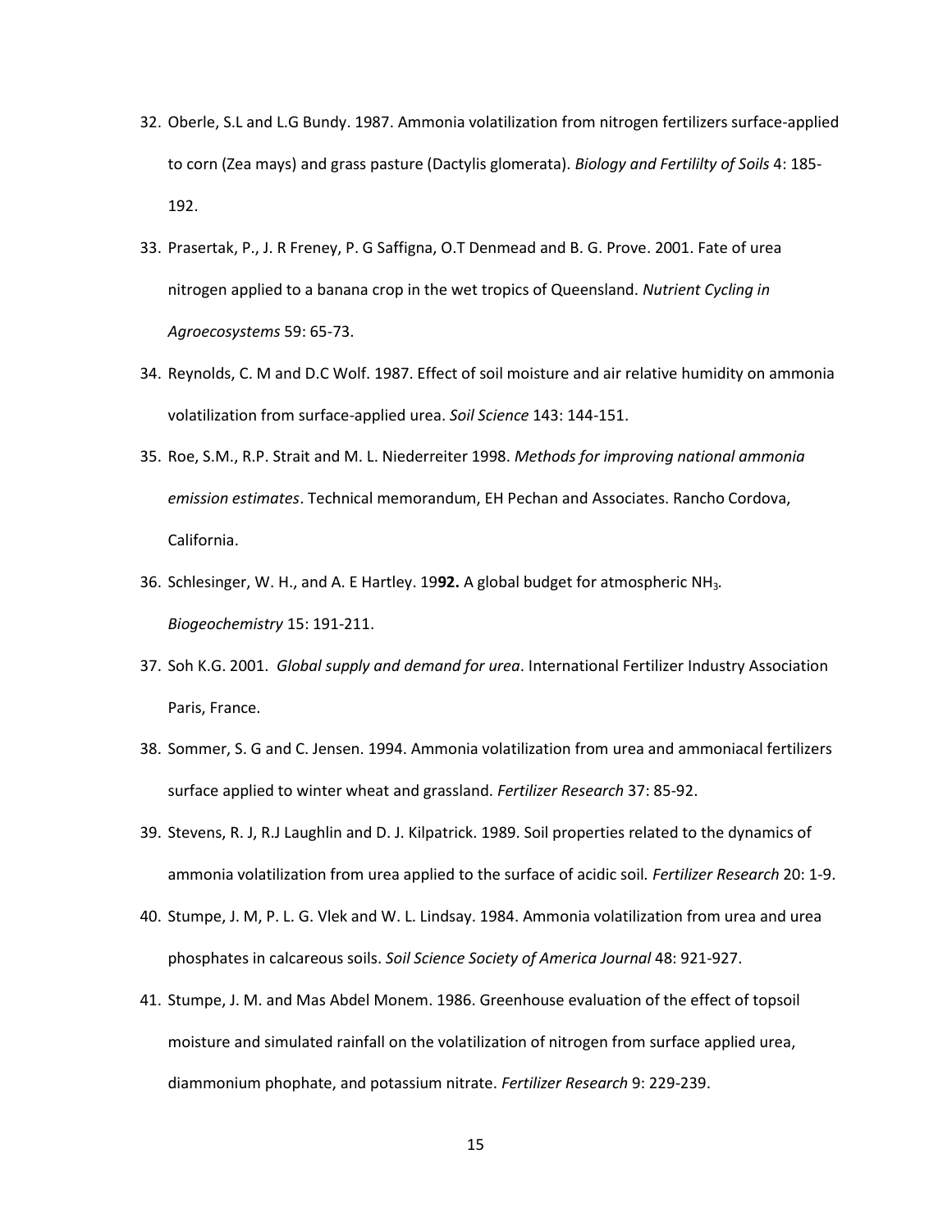32. Oberle, S.L and L.G Bundy. 1987. Ammonia volatilization from nitrogen fertilizers surface-applied to corn (Zea mays) and grass pasture (Dactylis glomerata). *Biology and Fertililty of Soils* 4: 185-192.

33. Prasertak, P., J. R Freney, P. G Saffigna, O.T Denmead and B. G. Prove. 2001. Fate of urea nitrogen applied to a banana crop in the wet tropics of Queensland. *Nutrient Cycling in Agroecosystems* 59: 65-73.

34. Reynolds, C. M and D.C Wolf. 1987. Effect of soil moisture and air relative humidity on ammonia volatilization from surface-applied urea. *Soil Science* 143: 144-151.

35. Roe, S.M., R.P. Strait and M. L. Niederreiter 1998. *Methods for improving national ammonia emission estimates*. Technical memorandum, EH Pechan and Associates. Rancho Cordova, California.

36. Schlesinger, W. H., and A. E Hartley. 19**92.** A global budget for atmospheric $NH_3$. *Biogeochemistry* 15: 191-211.

37. Soh K.G. 2001. *Global supply and demand for urea*. International Fertilizer Industry Association Paris, France.

38. Sommer, S. G and C. Jensen. 1994. Ammonia volatilization from urea and ammoniacal fertilizers surface applied to winter wheat and grassland. *Fertilizer Research* 37: 85-92.

39. Stevens, R. J, R.J Laughlin and D. J. Kilpatrick. 1989. Soil properties related to the dynamics of ammonia volatilization from urea applied to the surface of acidic soil. *Fertilizer Research* 20: 1-9.

40. Stumpe, J. M, P. L. G. Vlek and W. L. Lindsay. 1984. Ammonia volatilization from urea and urea phosphates in calcareous soils. *Soil Science Society of America Journal* 48: 921-927.

41. Stumpe, J. M. and Mas Abdel Monem. 1986. Greenhouse evaluation of the effect of topsoil moisture and simulated rainfall on the volatilization of nitrogen from surface applied urea, diammonium phophate, and potassium nitrate. *Fertilizer Research* 9: 229-239.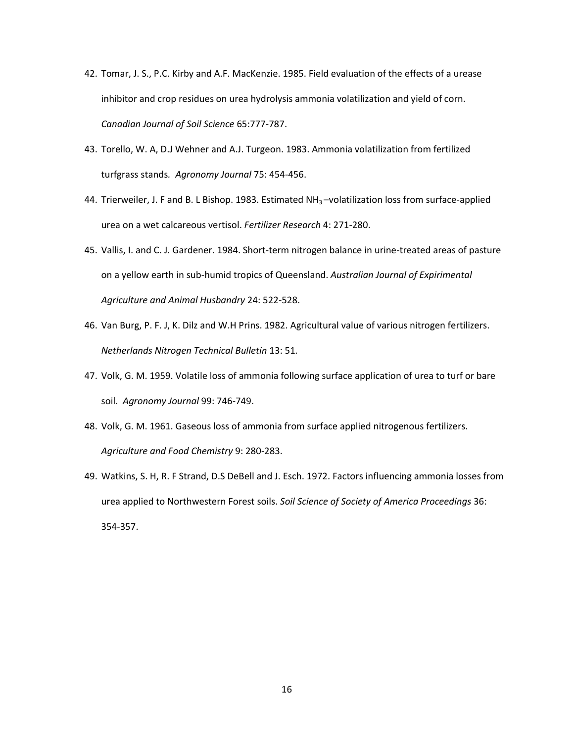42. Tomar, J. S., P.C. Kirby and A.F. MacKenzie. 1985. Field evaluation of the effects of a urease inhibitor and crop residues on urea hydrolysis ammonia volatilization and yield of corn. *Canadian Journal of Soil Science* 65:777-787.
43. Torello, W. A, D.J Wehner and A.J. Turgeon. 1983. Ammonia volatilization from fertilized turfgrass stands. *Agronomy Journal* 75: 454-456.
44. Trierweiler, J. F and B. L Bishop. 1983. Estimated $NH_3$–volatilization loss from surface-applied urea on a wet calcareous vertisol. *Fertilizer Research* 4: 271-280.
45. Vallis, I. and C. J. Gardener. 1984. Short-term nitrogen balance in urine-treated areas of pasture on a yellow earth in sub-humid tropics of Queensland. *Australian Journal of Expirimental Agriculture and Animal Husbandry* 24: 522-528.
46. Van Burg, P. F. J, K. Dilz and W.H Prins. 1982. Agricultural value of various nitrogen fertilizers. *Netherlands Nitrogen Technical Bulletin* 13: 51.
47. Volk, G. M. 1959. Volatile loss of ammonia following surface application of urea to turf or bare soil. *Agronomy Journal* 99: 746-749.
48. Volk, G. M. 1961. Gaseous loss of ammonia from surface applied nitrogenous fertilizers. *Agriculture and Food Chemistry* 9: 280-283.
49. Watkins, S. H, R. F Strand, D.S DeBell and J. Esch. 1972. Factors influencing ammonia losses from urea applied to Northwestern Forest soils. *Soil Science of Society of America Proceedings* 36: 354-357.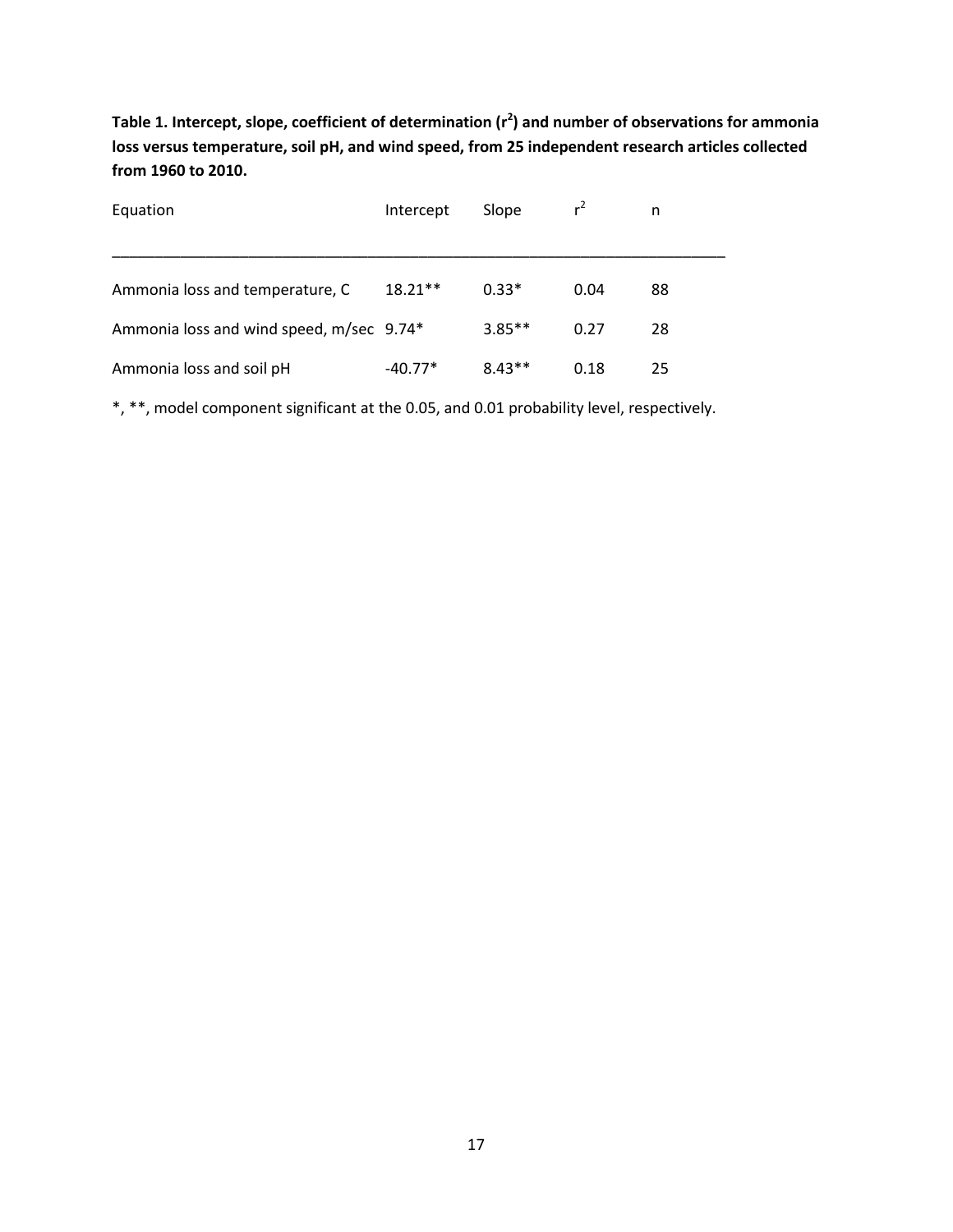**Table 1. Intercept, slope, coefficient of determination ($r^2$) and number of observations for ammonia loss versus temperature, soil pH, and wind speed, from 25 independent research articles collected from 1960 to 2010.**

| Equation | Intercept | Slope | $r^2$ | n |
|---|---|---|---|---|
| Ammonia loss and temperature, C | 18.21** | 0.33* | 0.04 | 88 |
| Ammonia loss and wind speed, m/sec | 9.74* | 3.85** | 0.27 | 28 |
| Ammonia loss and soil pH | -40.77* | 8.43** | 0.18 | 25 |

*, **, model component significant at the 0.05, and 0.01 probability level, respectively.